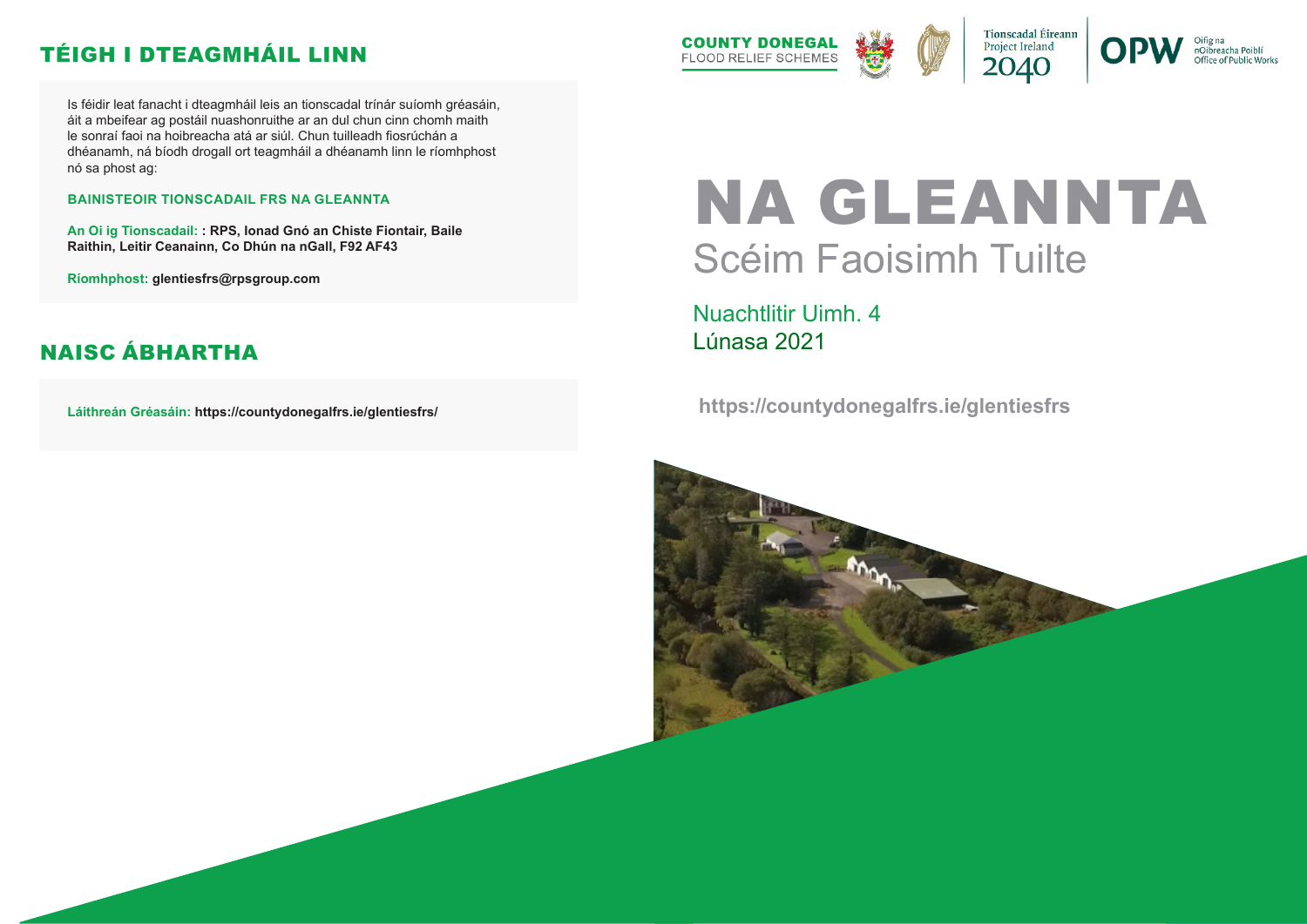## TÉIGH I DTEAGMHÁIL LINN

Is féidir leat fanacht i dteagmháil leis an tionscadal trínár suíomh gréasáin, áit a mbeifear ag postáil nuashonruithe ar an dul chun cinn chomh maith le sonraí faoi na hoibreacha atá ar siúl. Chun tuilleadh fiosrúchán a dhéanamh, ná bíodh drogall ort teagmháil a dhéanamh linn le ríomhphost nó sa phost ag:

**BAINISTEOIR TIONSCADAIL FRS NA GLEANNTA**

**An Oi ig Tionscadail: : RPS, Ionad Gnó an Chiste Fiontair, Baile Raithin, Leitir Ceanainn, Co Dhún na nGall, F92 AF43**

**Ríomhphost: glentiesfrs@rpsgroup.com**

## NAISC ÁBHARTHA

**Láithreán Gréasáin: https://countydonegalfrs.ie/glentiesfrs/**

COUNTY DONEGAL FLOOD RELIEF SCHEMES

Tionscadal Éireann Project Ireland 2040

OPW Oifig na nOibreacha Poiblí Office of Public Works

# NA GLEANNTA

## Scéim Faoisimh Tuilte

Nuachtlitir Uimh. 4

Lúnasa 2021

**https://countydonegalfrs.ie/glentiesfrs**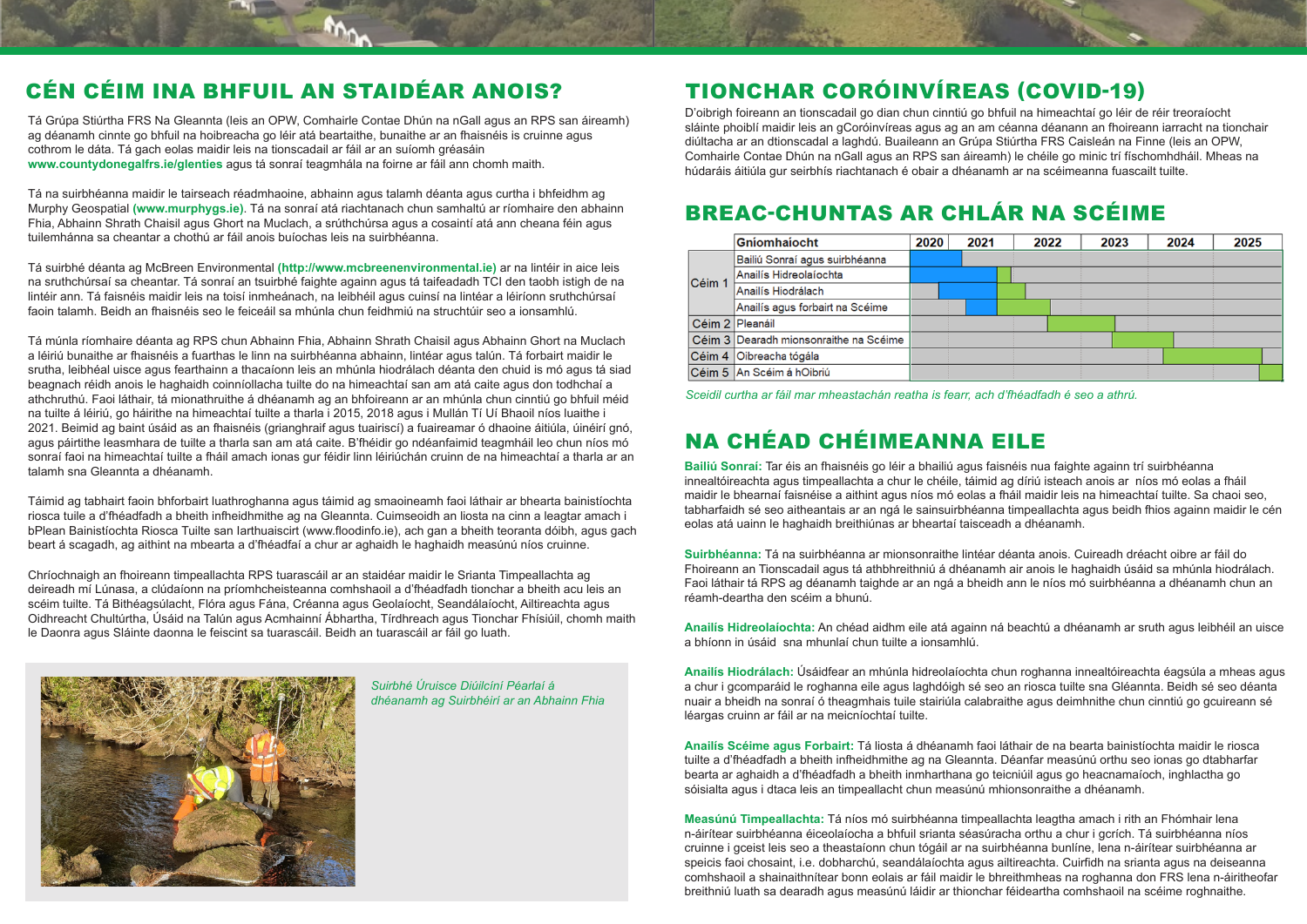## CÉN CÉIM INA BHFUIL AN STAIDÉAR ANOIS?

Tá Grúpa Stiúrtha FRS Na Gleannta (leis an OPW, Comhairle Contae Dhún na nGall agus an RPS san áireamh) ag déanamh cinnte go bhfuil na hoibreacha go léir atá beartaithe, bunaithe ar an fhaisnéis is cruinne agus cothrom le dáta. Tá gach eolas maidir leis na tionscadail ar fáil ar an suíomh gréasáin **www.countydonegalfrs.ie/glenties** agus tá sonraí teagmhála na foirne ar fáil ann chomh maith.

Tá na suirbhéanna maidir le tairseach réadmhaoine, abhainn agus talamh déanta agus curtha i bhfeidhm ag Murphy Geospatial **(www.murphygs.ie)**. Tá na sonraí atá riachtanach chun samhaltú ar ríomhaire den abhainn Fhia, Abhainn Shrath Chaisil agus Ghort na Muclach, a srúthchúrsa agus a cosaintí atá ann cheana féin agus tuilemhánna sa cheantar a chothú ar fáil anois buíochas leis na suirbhéanna.

Tá suirbhé déanta ag McBreen Environmental **(http://www.mcbreenenvironmental.ie)** ar na líntéir in aice leis na sruthchúrsaí sa cheantar. Tá sonraí an tsuirbhé faighte againn agus tá taifeadadh TCI den taobh istigh de na líntéir ann. Tá faisnéis maidir leis na toisí inmheánach, na leibhéil agus cuinsí na líntéar a léiríonn sruthchúrsaí faoin talamh. Beidh an fhaisnéis seo le feiceáil sa mhúnla chun feidhmiú na struchtúir seo a ionsamhlú.

Tá múnla ríomhaire déanta ag RPS chun Abhainn Fhia, Abhainn Shrath Chaisil agus Abhainn Ghort na Muclach a léiriú bunaithe ar fhaisnéis a fuarthas le linn na suirbhéanna abhainn, líntéar agus talún. Tá forbairt maidir le srutha, leibhéal uisce agus fearthainn a thacaíonn leis an mhúnla hiodrálach déanta den chuid is mó agus tá siad beagnach réidh anois le haghaidh coinníollacha tuilte do na himeachtaí san am atá caite agus don todhchaí a athchruthú. Faoi láthair, tá mionathruithe á dhéanamh ag an bhfoireann ar an mhúnla chun cinntiú go bhfuil méid na tuilte á léiriú, go háirithe na himeachtaí tuilte a tharla i 2015, 2018 agus i Mullán Tí Uí Bhaoil níos luaithe i 2021. Beimid ag baint úsáid as an fhaisnéis (grianghraif agus tuairiscí) a fuaireamar ó dhaoine áitiúla, úinéirí gnó, agus páirtithe leasmhara de tuilte a tharla san am atá caite. B'fhéidir go ndéanfaimid teagmháil leo chun níos mó sonraí faoi na himeachtaí tuilte a fháil amach ionas gur féidir linn léiriúchán cruinn de na himeachtaí a tharla ar an talamh sna Gleannta a dhéanamh.

Táimid ag tabhairt faoin bhforbairt luathroghanna agus táimid ag smaoineamh faoi láthair ar bhearta bainistíochta riosca tuile a d'fhéadfadh a bheith infheidhmithe ag na Gleannta. Cuimseoidh an liosta na cinn a leagtar amach i bPlean Bainistíochta Riosca Tuilte san Iarthuaiscirt (www.floodinfo.ie), ach gan a bheith teoranta dóibh, agus gach beart á scagadh, ag aithint na mbearta a d'fhéadfaí a chur ar aghaidh le haghaidh measúnú níos cruinne.

Chríochnaigh an fhoireann timpeallachta RPS tuarascáil ar an staidéar maidir le Srianta Timpeallachta ag deireadh mí Lúnasa, a clúdaíonn na príomhcheisteanna comhshaoil a d'fhéadfadh tionchar a bheith acu leis an scéim tuilte. Tá Bithéagsúlacht, Flóra agus Fána, Créanna agus Geolaíocht, Seandálaíocht, Ailtireacht agus Oidhreacht Chultúrtha, Úsáid na Talún agus Acmhainní Ábhartha, Tírdhreach agus Tionchar Fhísiúil, chomh maith le Daonra agus Sláinte daonna le feiscint sa tuarascáil. Beidh an tuarascáil ar fáil go luath.

*Suirbhé Úruisce Diúilcíní Péarlaí á dhéanamh ag Suirbhéirí ar an Abhainn Fhia*

## TIONCHAR CORÓINVÍREAS (COVID-19)

D'oibrigh foireann an tionscadail go dian chun cinntiú go bhfuil na himeachtaí go léir de réir treoraíocht sláinte phoiblí maidir leis an gCoróinvíreas agus ag an am céanna déanann an fhoireann iarracht na tionchair diúltacha ar an dtionscadal a laghdú. Buaileann an Grúpa Stiúrtha FRS Caisleán na Finne (leis an OPW, Comhairle Contae Dhún na nGall agus an RPS san áireamh) le chéile go minic trí físchomhdháil. Mheas na húdaráis áitiúla gur seirbhís riachtanach é obair a dhéanamh ar na scéimeanna fuascailt tuilte.

## BREAC-CHUNTAS AR CHLÁR NA SCÉIME

Gníomhaíocht
2020
2021
2022
2023
2024
2025

Céim 1
Bailiú Sonraí agus suirbhéanna
Anailís Hidreolaíochta
Anailís Hiodrálach
Anailís agus forbairt na Scéime

Céim 2
Pleanáil

Céim 3
Dearadh mionsonraithe na Scéime

Céim 4
Oibreacha tógála

Céim 5
An Scéim á hOibriú

*Sceidil curtha ar fáil mar mheastachán reatha is fearr, ach d'fhéadfadh é seo a athrú.*

## NA CHÉAD CHÉIMEANNA EILE

**Bailiú Sonraí:** Tar éis an fhaisnéis go léir a bhailiú agus faisnéis nua faighte againn trí suirbhéanna innealtóireachta agus timpeallachta a chur le chéile, táimid ag díriú isteach anois ar níos mó eolas a fháil maidir le bhearnaí faisnéise a aithint agus níos mó eolas a fháil maidir leis na himeachtaí tuilte. Sa chaoi seo, tabharfaidh sé seo aitheantais ar an ngá le sainsuirbhéanna timpeallachta agus beidh fhios againn maidir le cén eolas atá uainn le haghaidh breithiúnas ar bheartaí taisceadh a dhéanamh.

**Suirbhéanna:** Tá na suirbhéanna ar mionsonraithe líntéar déanta anois. Cuireadh dréacht oibre ar fáil do Fhoireann an Tionscadail agus tá athbhreithniú á dhéanamh air anois le haghaidh úsáid sa mhúnla hiodrálach. Faoi láthair tá RPS ag déanamh taighde ar an ngá a bheidh ann le níos mó suirbhéanna a dhéanamh chun an réamh-deartha den scéim a bhunú.

**Anailís Hidreolaíochta:** An chéad aidhm eile atá againn ná beachtú a dhéanamh ar sruth agus leibhéil an uisce a bhíonn in úsáid sna mhunlaí chun tuilte a ionsamhlú.

**Anailís Hiodrálach:** Úsáidfear an mhúnla hidreolaíochta chun roghanna innealtóireachta éagsúla a mheas agus a chur i gcomparáid le roghanna eile agus laghdóigh sé seo an riosca tuilte sna Gléannta. Beidh sé seo déanta nuair a bheidh na sonraí ó theagmhais tuile stairiúla calabraithe agus deimhnithe chun cinntiú go gcuireann sé léargas cruinn ar fáil ar na meicníochtaí tuilte.

**Anailís Scéime agus Forbairt:** Tá liosta á dhéanamh faoi láthair de na bearta bainistíochta maidir le riosca tuilte a d'fhéadfadh a bheith infheidhmithe ag na Gleannta. Déanfar measúnú orthu seo ionas go dtabharfar bearta ar aghaidh a d'fhéadfadh a bheith inmharthana go teicniúil agus go heacnamaíoch, inghlactha go sóisialta agus i dtaca leis an timpeallacht chun measúnú mhionsonraithe a dhéanamh.

**Measúnú Timpeallachta:** Tá níos mó suirbhéanna timpeallachta leagtha amach i rith an Fhómhair lena n-áirítear suirbhéanna éiceolaíocha a bhfuil srianta séasúracha orthu a chur i gcrích. Tá suirbhéanna níos cruinne i gceist leis seo a theastaíonn chun tógáil ar na suirbhéanna bunlíne, lena n-áirítear suirbhéanna ar speicis faoi chosaint, i.e. dobharchú, seandálaíochta agus ailtireachta. Cuirfidh na srianta agus na deiseanna comhshaoil a shainaithnítear bonn eolais ar fáil maidir le bhreithmheas na roghanna don FRS lena n-áiritheofar breithniú luath sa dearadh agus measúnú láidir ar thionchar féideartha comhshaoil na scéime roghnaithe.